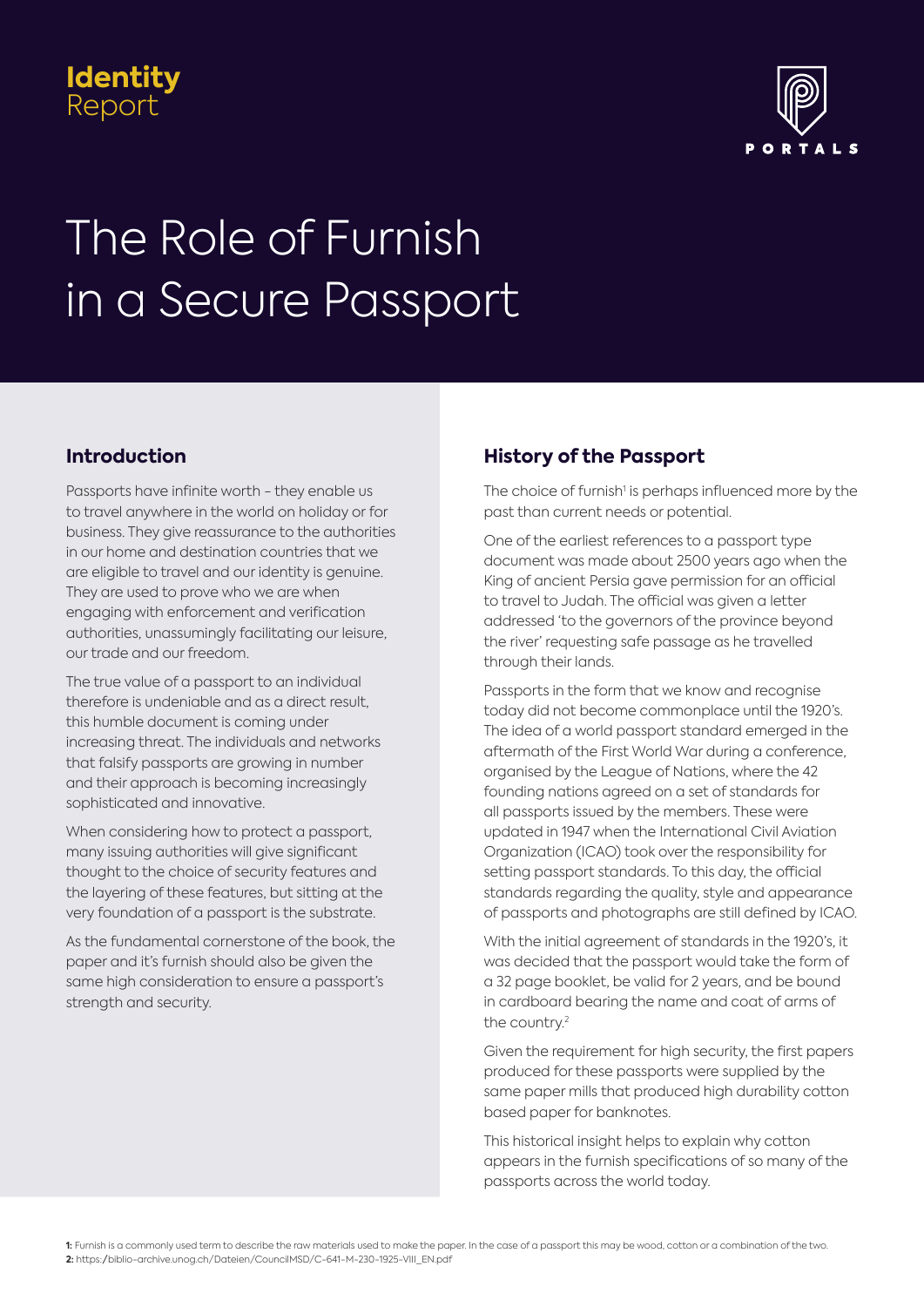**Identity** Report

PORTALS

# The Role of Furnish in a Secure Passport

## Introduction

Passports have infinite worth – they enable us to travel anywhere in the world on holiday or for business. They give reassurance to the authorities in our home and destination countries that we are eligible to travel and our identity is genuine. They are used to prove who we are when engaging with enforcement and verification authorities, unassumingly facilitating our leisure, our trade and our freedom.

The true value of a passport to an individual therefore is undeniable and as a direct result, this humble document is coming under increasing threat. The individuals and networks that falsify passports are growing in number and their approach is becoming increasingly sophisticated and innovative.

When considering how to protect a passport, many issuing authorities will give significant thought to the choice of security features and the layering of these features, but sitting at the very foundation of a passport is the substrate.

As the fundamental cornerstone of the book, the paper and it's furnish should also be given the same high consideration to ensure a passport's strength and security.

## History of the Passport

The choice of furnish[1] is perhaps influenced more by the past than current needs or potential.

One of the earliest references to a passport type document was made about 2500 years ago when the King of ancient Persia gave permission for an official to travel to Judah. The official was given a letter addressed 'to the governors of the province beyond the river' requesting safe passage as he travelled through their lands.

Passports in the form that we know and recognise today did not become commonplace until the 1920's. The idea of a world passport standard emerged in the aftermath of the First World War during a conference, organised by the League of Nations, where the 42 founding nations agreed on a set of standards for all passports issued by the members. These were updated in 1947 when the International Civil Aviation Organization (ICAO) took over the responsibility for setting passport standards. To this day, the official standards regarding the quality, style and appearance of passports and photographs are still defined by ICAO.

With the initial agreement of standards in the 1920's, it was decided that the passport would take the form of a 32 page booklet, be valid for 2 years, and be bound in cardboard bearing the name and coat of arms of the country.[2]

Given the requirement for high security, the first papers produced for these passports were supplied by the same paper mills that produced high durability cotton based paper for banknotes.

This historical insight helps to explain why cotton appears in the furnish specifications of so many of the passports across the world today.

**1:** Furnish is a commonly used term to describe the raw materials used to make the paper. In the case of a passport this may be wood, cotton or a combination of the two.
**2:** https://biblio-archive.unog.ch/Dateien/CouncilMSD/C-641-M-230-1925-VIII_EN.pdf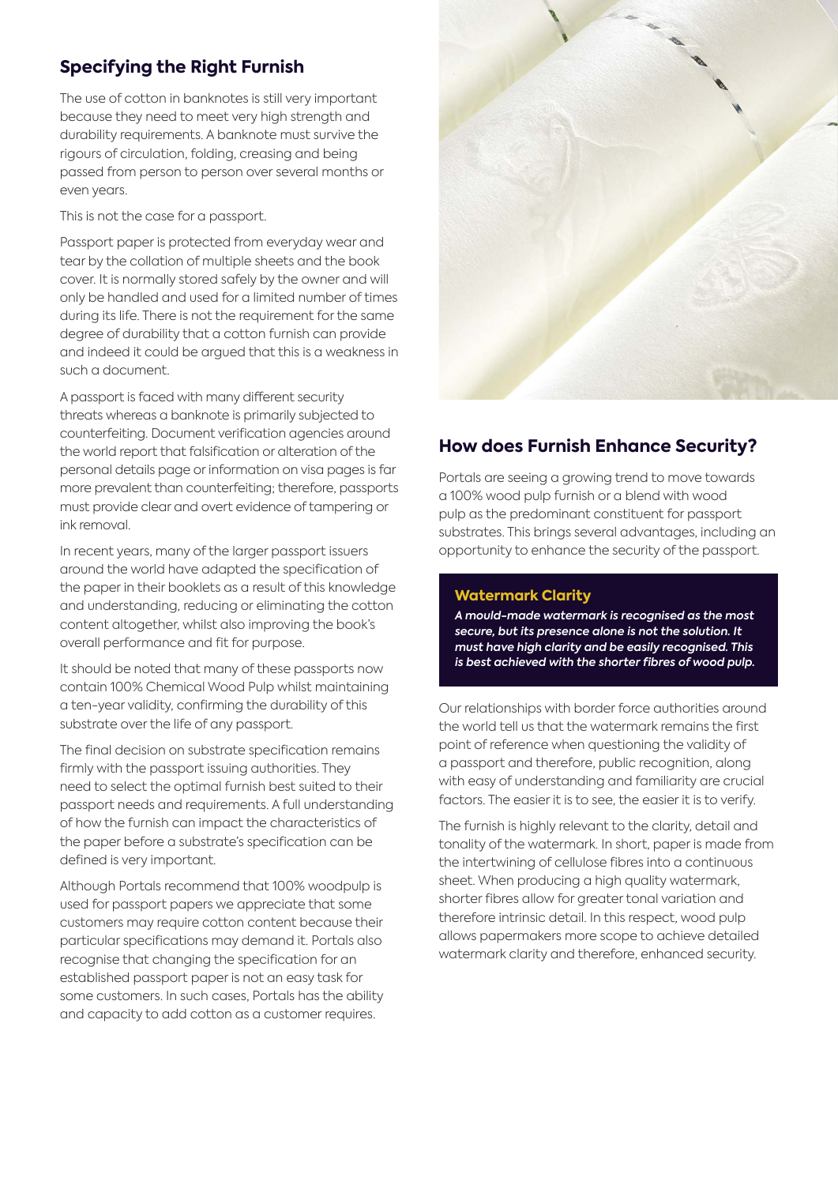## Specifying the Right Furnish

The use of cotton in banknotes is still very important because they need to meet very high strength and durability requirements. A banknote must survive the rigours of circulation, folding, creasing and being passed from person to person over several months or even years.

This is not the case for a passport.

Passport paper is protected from everyday wear and tear by the collation of multiple sheets and the book cover. It is normally stored safely by the owner and will only be handled and used for a limited number of times during its life. There is not the requirement for the same degree of durability that a cotton furnish can provide and indeed it could be argued that this is a weakness in such a document.

A passport is faced with many different security threats whereas a banknote is primarily subjected to counterfeiting. Document verification agencies around the world report that falsification or alteration of the personal details page or information on visa pages is far more prevalent than counterfeiting; therefore, passports must provide clear and overt evidence of tampering or ink removal.

In recent years, many of the larger passport issuers around the world have adapted the specification of the paper in their booklets as a result of this knowledge and understanding, reducing or eliminating the cotton content altogether, whilst also improving the book's overall performance and fit for purpose.

It should be noted that many of these passports now contain 100% Chemical Wood Pulp whilst maintaining a ten-year validity, confirming the durability of this substrate over the life of any passport.

The final decision on substrate specification remains firmly with the passport issuing authorities. They need to select the optimal furnish best suited to their passport needs and requirements. A full understanding of how the furnish can impact the characteristics of the paper before a substrate's specification can be defined is very important.

Although Portals recommend that 100% woodpulp is used for passport papers we appreciate that some customers may require cotton content because their particular specifications may demand it. Portals also recognise that changing the specification for an established passport paper is not an easy task for some customers. In such cases, Portals has the ability and capacity to add cotton as a customer requires.

## How does Furnish Enhance Security?

Portals are seeing a growing trend to move towards a 100% wood pulp furnish or a blend with wood pulp as the predominant constituent for passport substrates. This brings several advantages, including an opportunity to enhance the security of the passport.

### Watermark Clarity

***A mould-made watermark is recognised as the most secure, but its presence alone is not the solution. It must have high clarity and be easily recognised. This is best achieved with the shorter fibres of wood pulp.***

Our relationships with border force authorities around the world tell us that the watermark remains the first point of reference when questioning the validity of a passport and therefore, public recognition, along with easy of understanding and familiarity are crucial factors. The easier it is to see, the easier it is to verify.

The furnish is highly relevant to the clarity, detail and tonality of the watermark. In short, paper is made from the intertwining of cellulose fibres into a continuous sheet. When producing a high quality watermark, shorter fibres allow for greater tonal variation and therefore intrinsic detail. In this respect, wood pulp allows papermakers more scope to achieve detailed watermark clarity and therefore, enhanced security.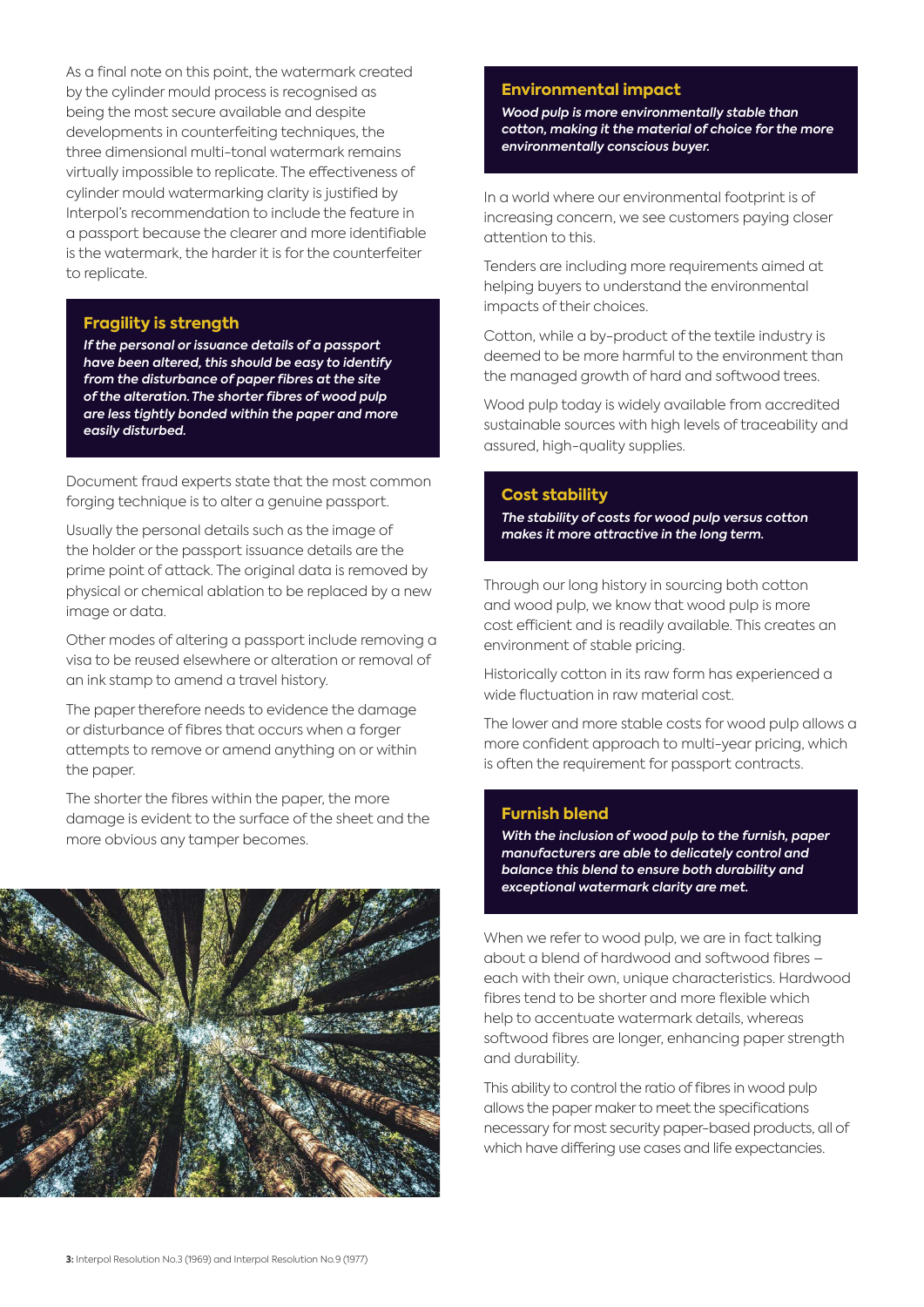As a final note on this point, the watermark created by the cylinder mould process is recognised as being the most secure available and despite developments in counterfeiting techniques, the three dimensional multi-tonal watermark remains virtually impossible to replicate. The effectiveness of cylinder mould watermarking clarity is justified by Interpol's recommendation to include the feature in a passport because the clearer and more identifiable is the watermark, the harder it is for the counterfeiter to replicate.

## Fragility is strength

***If the personal or issuance details of a passport have been altered, this should be easy to identify from the disturbance of paper fibres at the site of the alteration. The shorter fibres of wood pulp are less tightly bonded within the paper and more easily disturbed.***

Document fraud experts state that the most common forging technique is to alter a genuine passport.

Usually the personal details such as the image of the holder or the passport issuance details are the prime point of attack. The original data is removed by physical or chemical ablation to be replaced by a new image or data.

Other modes of altering a passport include removing a visa to be reused elsewhere or alteration or removal of an ink stamp to amend a travel history.

The paper therefore needs to evidence the damage or disturbance of fibres that occurs when a forger attempts to remove or amend anything on or within the paper.

The shorter the fibres within the paper, the more damage is evident to the surface of the sheet and the more obvious any tamper becomes.

## Environmental impact

***Wood pulp is more environmentally stable than cotton, making it the material of choice for the more environmentally conscious buyer.***

In a world where our environmental footprint is of increasing concern, we see customers paying closer attention to this.

Tenders are including more requirements aimed at helping buyers to understand the environmental impacts of their choices.

Cotton, while a by-product of the textile industry is deemed to be more harmful to the environment than the managed growth of hard and softwood trees.

Wood pulp today is widely available from accredited sustainable sources with high levels of traceability and assured, high-quality supplies.

## Cost stability

***The stability of costs for wood pulp versus cotton makes it more attractive in the long term.***

Through our long history in sourcing both cotton and wood pulp, we know that wood pulp is more cost efficient and is readily available. This creates an environment of stable pricing.

Historically cotton in its raw form has experienced a wide fluctuation in raw material cost.

The lower and more stable costs for wood pulp allows a more confident approach to multi-year pricing, which is often the requirement for passport contracts.

## Furnish blend

***With the inclusion of wood pulp to the furnish, paper manufacturers are able to delicately control and balance this blend to ensure both durability and exceptional watermark clarity are met.***

When we refer to wood pulp, we are in fact talking about a blend of hardwood and softwood fibres – each with their own, unique characteristics. Hardwood fibres tend to be shorter and more flexible which help to accentuate watermark details, whereas softwood fibres are longer, enhancing paper strength and durability.

This ability to control the ratio of fibres in wood pulp allows the paper maker to meet the specifications necessary for most security paper-based products, all of which have differing use cases and life expectancies.

**3:** Interpol Resolution No.3 (1969) and Interpol Resolution No.9 (1977)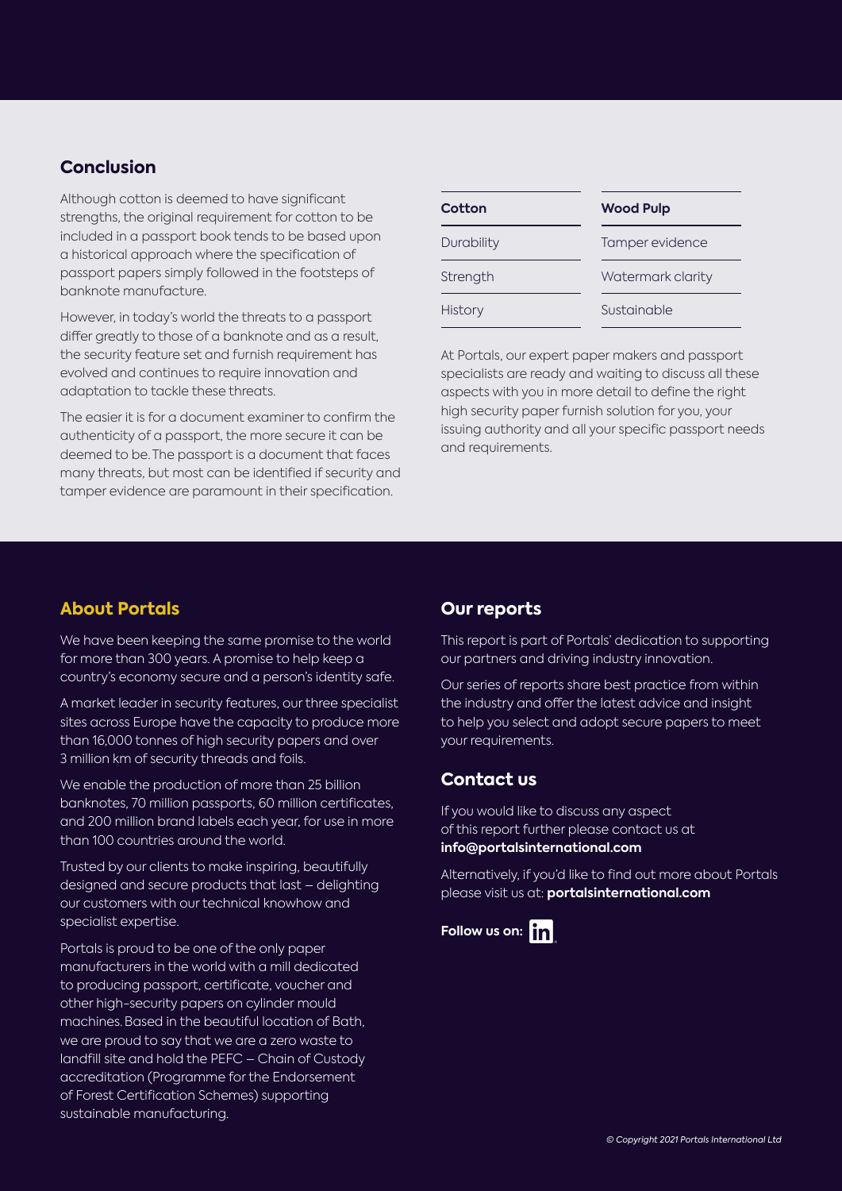## Conclusion

Although cotton is deemed to have significant strengths, the original requirement for cotton to be included in a passport book tends to be based upon a historical approach where the specification of passport papers simply followed in the footsteps of banknote manufacture.

However, in today's world the threats to a passport differ greatly to those of a banknote and as a result, the security feature set and furnish requirement has evolved and continues to require innovation and adaptation to tackle these threats.

The easier it is for a document examiner to confirm the authenticity of a passport, the more secure it can be deemed to be. The passport is a document that faces many threats, but most can be identified if security and tamper evidence are paramount in their specification.

| Cotton | Wood Pulp |
|---|---|
| Durability | Tamper evidence |
| Strength | Watermark clarity |
| History | Sustainable |

At Portals, our expert paper makers and passport specialists are ready and waiting to discuss all these aspects with you in more detail to define the right high security paper furnish solution for you, your issuing authority and all your specific passport needs and requirements.

## About Portals

We have been keeping the same promise to the world for more than 300 years. A promise to help keep a country's economy secure and a person's identity safe.

A market leader in security features, our three specialist sites across Europe have the capacity to produce more than 16,000 tonnes of high security papers and over 3 million km of security threads and foils.

We enable the production of more than 25 billion banknotes, 70 million passports, 60 million certificates, and 200 million brand labels each year, for use in more than 100 countries around the world.

Trusted by our clients to make inspiring, beautifully designed and secure products that last – delighting our customers with our technical knowhow and specialist expertise.

Portals is proud to be one of the only paper manufacturers in the world with a mill dedicated to producing passport, certificate, voucher and other high-security papers on cylinder mould machines. Based in the beautiful location of Bath, we are proud to say that we are a zero waste to landfill site and hold the PEFC – Chain of Custody accreditation (Programme for the Endorsement of Forest Certification Schemes) supporting sustainable manufacturing.

## Our reports

This report is part of Portals' dedication to supporting our partners and driving industry innovation.

Our series of reports share best practice from within the industry and offer the latest advice and insight to help you select and adopt secure papers to meet your requirements.

## Contact us

If you would like to discuss any aspect of this report further please contact us at **info@portalsinternational.com**

Alternatively, if you'd like to find out more about Portals please visit us at: **portalsinternational.com**

**Follow us on:**

*© Copyright 2021 Portals International Ltd*